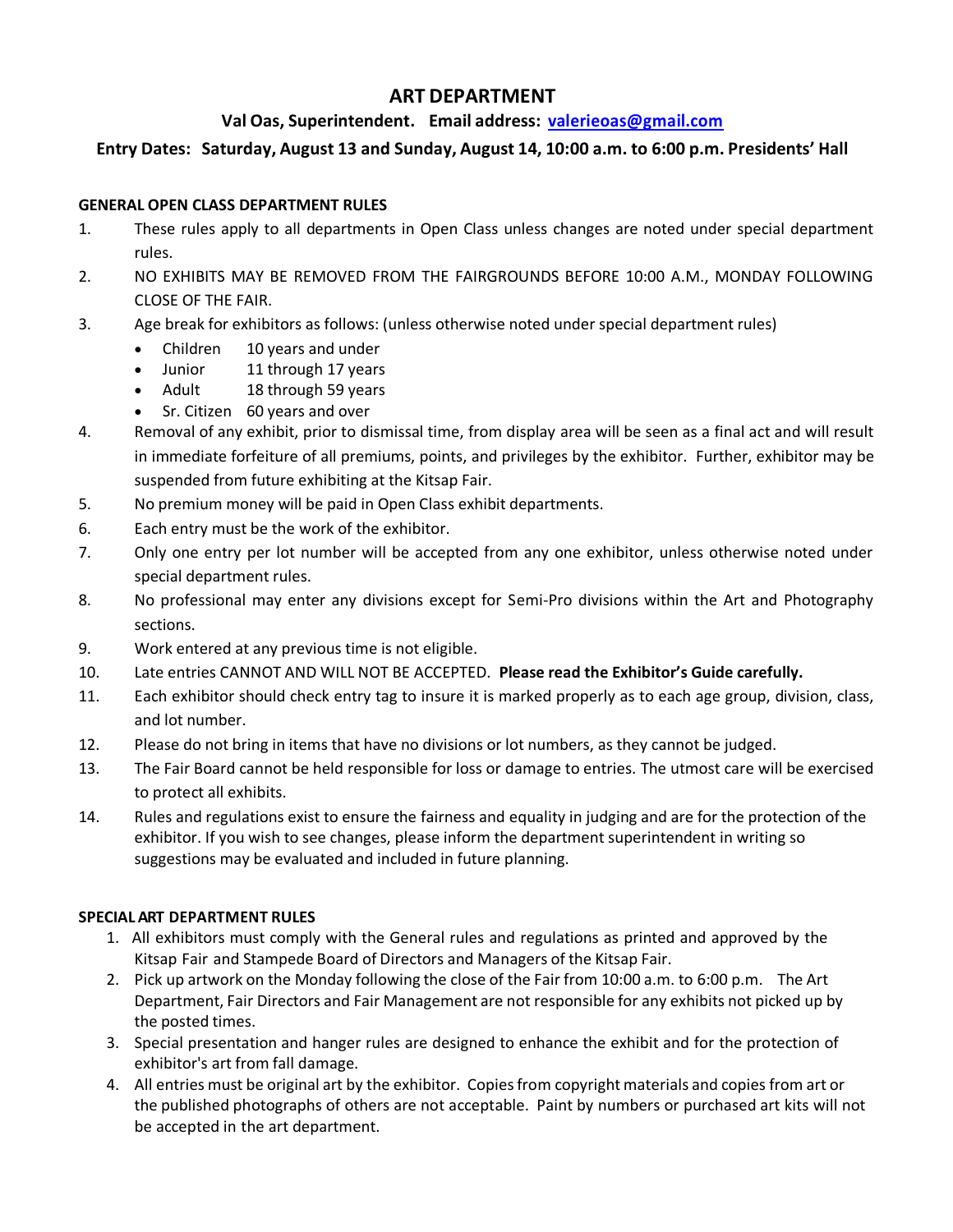# ART DEPARTMENT

**Val Oas, Superintendent. Email address: [valerieoas@gmail.com](mailto:valerieoas@gmail.com)**

**Entry Dates: Saturday, August 13 and Sunday, August 14, 10:00 a.m. to 6:00 p.m. Presidents' Hall**

## GENERAL OPEN CLASS DEPARTMENT RULES

1. These rules apply to all departments in Open Class unless changes are noted under special department rules.
2. NO EXHIBITS MAY BE REMOVED FROM THE FAIRGROUNDS BEFORE 10:00 A.M., MONDAY FOLLOWING CLOSE OF THE FAIR.
3. Age break for exhibitors as follows: (unless otherwise noted under special department rules)
   - Children 10 years and under
   - Junior 11 through 17 years
   - Adult 18 through 59 years
   - Sr. Citizen 60 years and over
4. Removal of any exhibit, prior to dismissal time, from display area will be seen as a final act and will result in immediate forfeiture of all premiums, points, and privileges by the exhibitor. Further, exhibitor may be suspended from future exhibiting at the Kitsap Fair.
5. No premium money will be paid in Open Class exhibit departments.
6. Each entry must be the work of the exhibitor.
7. Only one entry per lot number will be accepted from any one exhibitor, unless otherwise noted under special department rules.
8. No professional may enter any divisions except for Semi-Pro divisions within the Art and Photography sections.
9. Work entered at any previous time is not eligible.
10. Late entries CANNOT AND WILL NOT BE ACCEPTED. **Please read the Exhibitor's Guide carefully.**
11. Each exhibitor should check entry tag to insure it is marked properly as to each age group, division, class, and lot number.
12. Please do not bring in items that have no divisions or lot numbers, as they cannot be judged.
13. The Fair Board cannot be held responsible for loss or damage to entries. The utmost care will be exercised to protect all exhibits.
14. Rules and regulations exist to ensure the fairness and equality in judging and are for the protection of the exhibitor. If you wish to see changes, please inform the department superintendent in writing so suggestions may be evaluated and included in future planning.

## SPECIAL ART DEPARTMENT RULES

1. All exhibitors must comply with the General rules and regulations as printed and approved by the Kitsap Fair and Stampede Board of Directors and Managers of the Kitsap Fair.
2. Pick up artwork on the Monday following the close of the Fair from 10:00 a.m. to 6:00 p.m. The Art Department, Fair Directors and Fair Management are not responsible for any exhibits not picked up by the posted times.
3. Special presentation and hanger rules are designed to enhance the exhibit and for the protection of exhibitor's art from fall damage.
4. All entries must be original art by the exhibitor. Copies from copyright materials and copies from art or the published photographs of others are not acceptable. Paint by numbers or purchased art kits will not be accepted in the art department.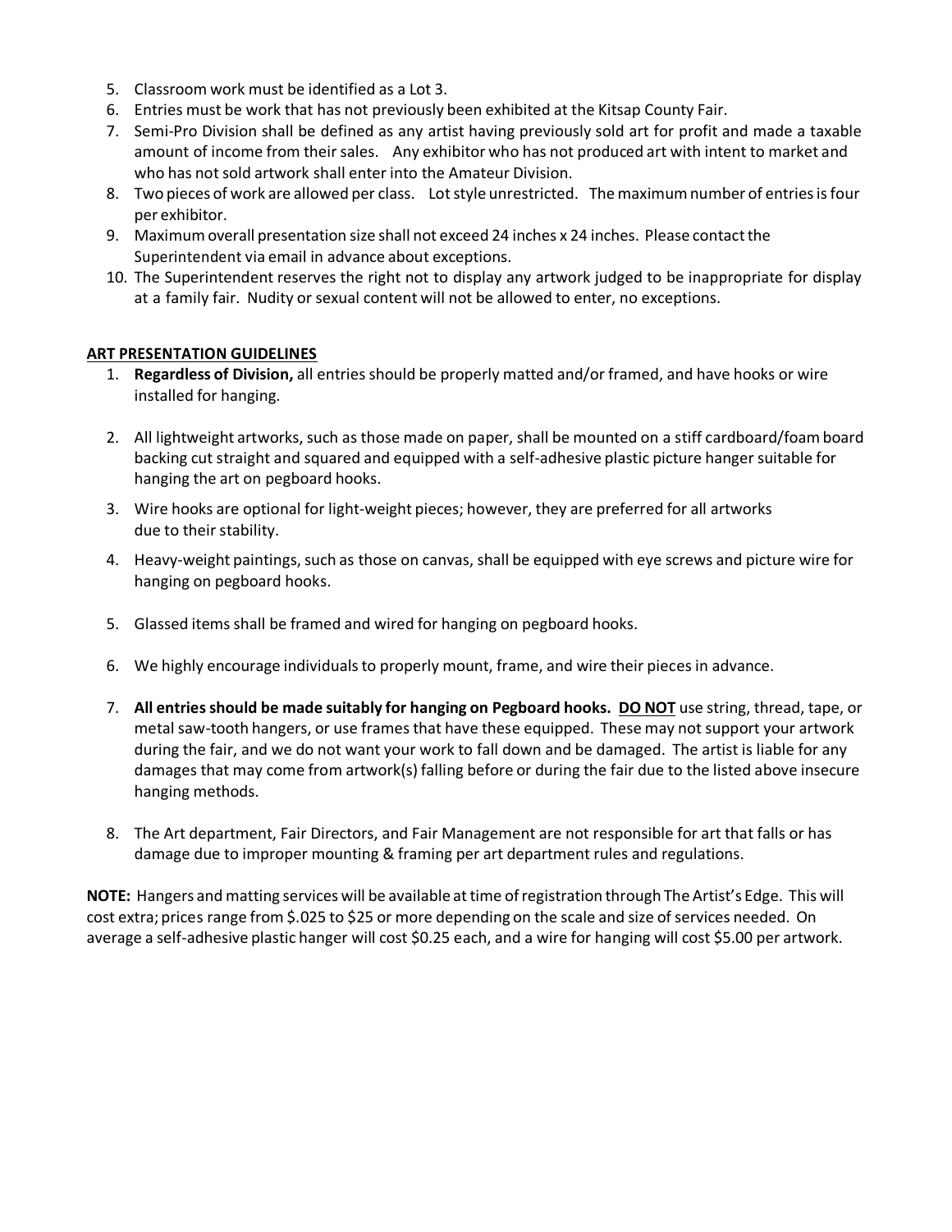5. Classroom work must be identified as a Lot 3.
6. Entries must be work that has not previously been exhibited at the Kitsap County Fair.
7. Semi-Pro Division shall be defined as any artist having previously sold art for profit and made a taxable amount of income from their sales. Any exhibitor who has not produced art with intent to market and who has not sold artwork shall enter into the Amateur Division.
8. Two pieces of work are allowed per class. Lot style unrestricted. The maximum number of entries is four per exhibitor.
9. Maximum overall presentation size shall not exceed 24 inches x 24 inches. Please contact the Superintendent via email in advance about exceptions.
10. The Superintendent reserves the right not to display any artwork judged to be inappropriate for display at a family fair. Nudity or sexual content will not be allowed to enter, no exceptions.

**ART PRESENTATION GUIDELINES**

1. **Regardless of Division,** all entries should be properly matted and/or framed, and have hooks or wire installed for hanging.

2. All lightweight artworks, such as those made on paper, shall be mounted on a stiff cardboard/foam board backing cut straight and squared and equipped with a self-adhesive plastic picture hanger suitable for hanging the art on pegboard hooks.

3. Wire hooks are optional for light-weight pieces; however, they are preferred for all artworks due to their stability.

4. Heavy-weight paintings, such as those on canvas, shall be equipped with eye screws and picture wire for hanging on pegboard hooks.

5. Glassed items shall be framed and wired for hanging on pegboard hooks.

6. We highly encourage individuals to properly mount, frame, and wire their pieces in advance.

7. **All entries should be made suitably for hanging on Pegboard hooks.** **DO NOT** use string, thread, tape, or metal saw-tooth hangers, or use frames that have these equipped. These may not support your artwork during the fair, and we do not want your work to fall down and be damaged. The artist is liable for any damages that may come from artwork(s) falling before or during the fair due to the listed above insecure hanging methods.

8. The Art department, Fair Directors, and Fair Management are not responsible for art that falls or has damage due to improper mounting & framing per art department rules and regulations.

**NOTE:** Hangers and matting services will be available at time of registration through The Artist's Edge. This will cost extra; prices range from $.025 to $25 or more depending on the scale and size of services needed. On average a self-adhesive plastic hanger will cost $0.25 each, and a wire for hanging will cost $5.00 per artwork.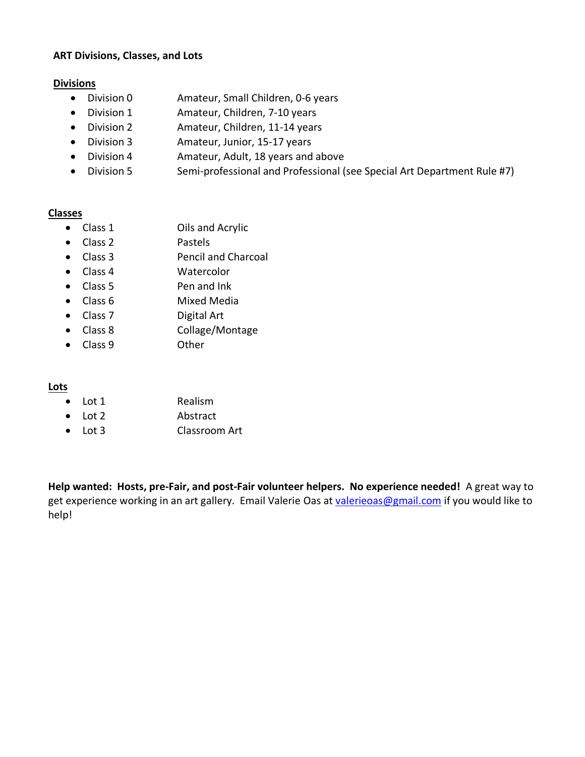**ART Divisions, Classes, and Lots**

**Divisions**

- Division 0 Amateur, Small Children, 0-6 years
- Division 1 Amateur, Children, 7-10 years
- Division 2 Amateur, Children, 11-14 years
- Division 3 Amateur, Junior, 15-17 years
- Division 4 Amateur, Adult, 18 years and above
- Division 5 Semi-professional and Professional (see Special Art Department Rule #7)

**Classes**

- Class 1 Oils and Acrylic
- Class 2 Pastels
- Class 3 Pencil and Charcoal
- Class 4 Watercolor
- Class 5 Pen and Ink
- Class 6 Mixed Media
- Class 7 Digital Art
- Class 8 Collage/Montage
- Class 9 Other

**Lots**

- Lot 1 Realism
- Lot 2 Abstract
- Lot 3 Classroom Art

**Help wanted: Hosts, pre-Fair, and post-Fair volunteer helpers. No experience needed!** A great way to get experience working in an art gallery. Email Valerie Oas at valerieoas@gmail.com if you would like to help!